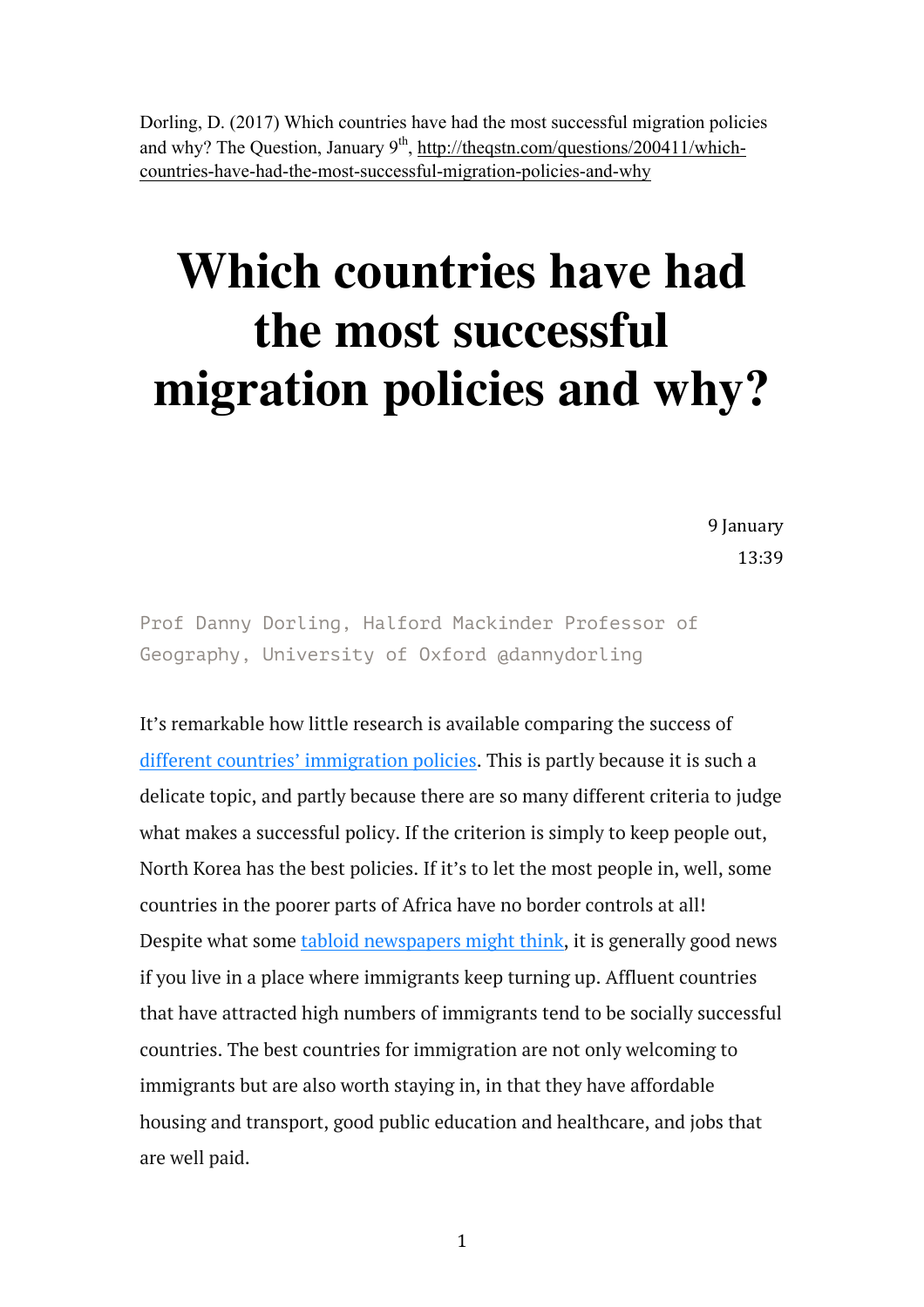Dorling, D. (2017) Which countries have had the most successful migration policies and why? The Question, January 9th, http://theqstn.com/questions/200411/which-countries-have-had-the-most-successful-migration-policies-and-why

# Which countries have had the most successful migration policies and why?

9 January
13:39

Prof Danny Dorling, Halford Mackinder Professor of Geography, University of Oxford @dannydorling

It's remarkable how little research is available comparing the success of different countries' immigration policies. This is partly because it is such a delicate topic, and partly because there are so many different criteria to judge what makes a successful policy. If the criterion is simply to keep people out, North Korea has the best policies. If it's to let the most people in, well, some countries in the poorer parts of Africa have no border controls at all! Despite what some tabloid newspapers might think, it is generally good news if you live in a place where immigrants keep turning up. Affluent countries that have attracted high numbers of immigrants tend to be socially successful countries. The best countries for immigration are not only welcoming to immigrants but are also worth staying in, in that they have affordable housing and transport, good public education and healthcare, and jobs that are well paid.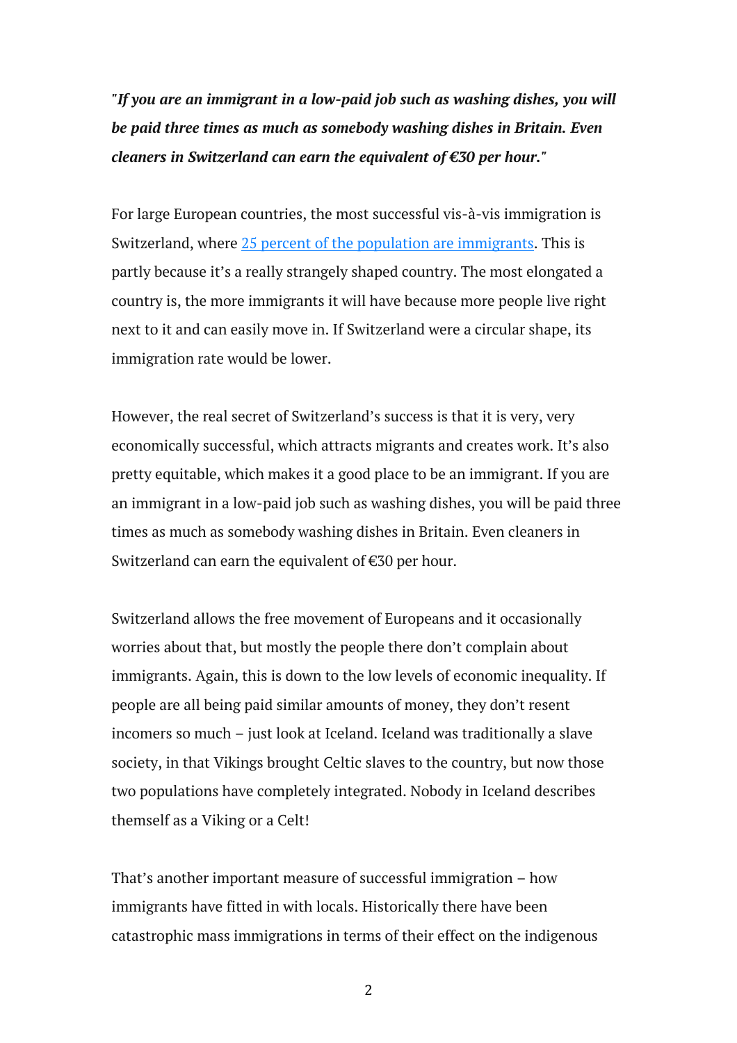***"If you are an immigrant in a low-paid job such as washing dishes, you will be paid three times as much as somebody washing dishes in Britain. Even cleaners in Switzerland can earn the equivalent of €30 per hour."***

For large European countries, the most successful vis-à-vis immigration is Switzerland, where [25 percent of the population are immigrants](). This is partly because it's a really strangely shaped country. The most elongated a country is, the more immigrants it will have because more people live right next to it and can easily move in. If Switzerland were a circular shape, its immigration rate would be lower.

However, the real secret of Switzerland's success is that it is very, very economically successful, which attracts migrants and creates work. It's also pretty equitable, which makes it a good place to be an immigrant. If you are an immigrant in a low-paid job such as washing dishes, you will be paid three times as much as somebody washing dishes in Britain. Even cleaners in Switzerland can earn the equivalent of €30 per hour.

Switzerland allows the free movement of Europeans and it occasionally worries about that, but mostly the people there don't complain about immigrants. Again, this is down to the low levels of economic inequality. If people are all being paid similar amounts of money, they don't resent incomers so much – just look at Iceland. Iceland was traditionally a slave society, in that Vikings brought Celtic slaves to the country, but now those two populations have completely integrated. Nobody in Iceland describes themself as a Viking or a Celt!

That's another important measure of successful immigration – how immigrants have fitted in with locals. Historically there have been catastrophic mass immigrations in terms of their effect on the indigenous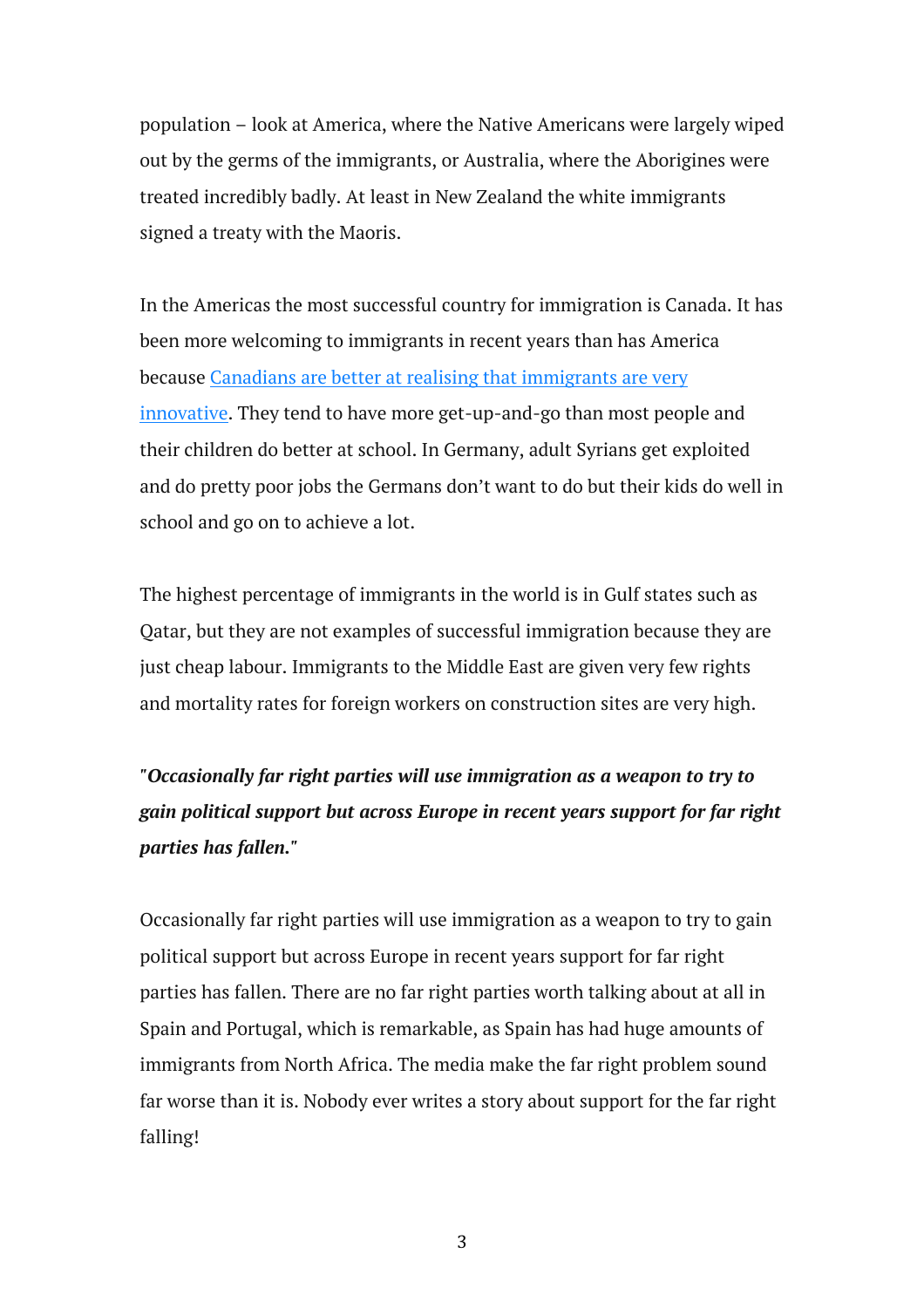population – look at America, where the Native Americans were largely wiped out by the germs of the immigrants, or Australia, where the Aborigines were treated incredibly badly. At least in New Zealand the white immigrants signed a treaty with the Maoris.

In the Americas the most successful country for immigration is Canada. It has been more welcoming to immigrants in recent years than has America because Canadians are better at realising that immigrants are very innovative. They tend to have more get-up-and-go than most people and their children do better at school. In Germany, adult Syrians get exploited and do pretty poor jobs the Germans don't want to do but their kids do well in school and go on to achieve a lot.

The highest percentage of immigrants in the world is in Gulf states such as Qatar, but they are not examples of successful immigration because they are just cheap labour. Immigrants to the Middle East are given very few rights and mortality rates for foreign workers on construction sites are very high.

***"Occasionally far right parties will use immigration as a weapon to try to gain political support but across Europe in recent years support for far right parties has fallen."***

Occasionally far right parties will use immigration as a weapon to try to gain political support but across Europe in recent years support for far right parties has fallen. There are no far right parties worth talking about at all in Spain and Portugal, which is remarkable, as Spain has had huge amounts of immigrants from North Africa. The media make the far right problem sound far worse than it is. Nobody ever writes a story about support for the far right falling!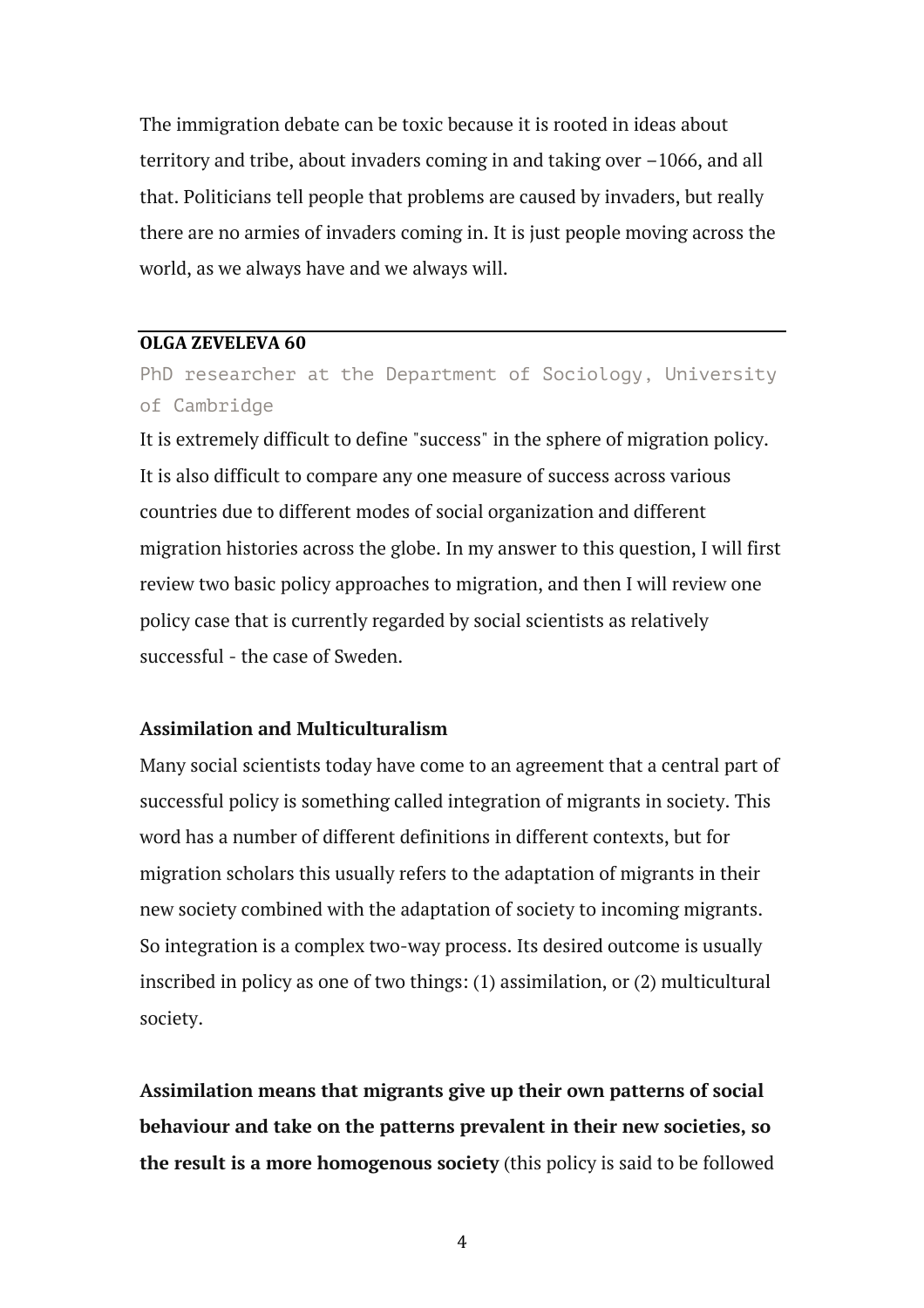The immigration debate can be toxic because it is rooted in ideas about territory and tribe, about invaders coming in and taking over –1066, and all that. Politicians tell people that problems are caused by invaders, but really there are no armies of invaders coming in. It is just people moving across the world, as we always have and we always will.

---

**OLGA ZEVELEVA 60**

PhD researcher at the Department of Sociology, University of Cambridge

It is extremely difficult to define "success" in the sphere of migration policy. It is also difficult to compare any one measure of success across various countries due to different modes of social organization and different migration histories across the globe. In my answer to this question, I will first review two basic policy approaches to migration, and then I will review one policy case that is currently regarded by social scientists as relatively successful - the case of Sweden.

**Assimilation and Multiculturalism**

Many social scientists today have come to an agreement that a central part of successful policy is something called integration of migrants in society. This word has a number of different definitions in different contexts, but for migration scholars this usually refers to the adaptation of migrants in their new society combined with the adaptation of society to incoming migrants. So integration is a complex two-way process. Its desired outcome is usually inscribed in policy as one of two things: (1) assimilation, or (2) multicultural society.

**Assimilation means that migrants give up their own patterns of social behaviour and take on the patterns prevalent in their new societies, so the result is a more homogenous society** (this policy is said to be followed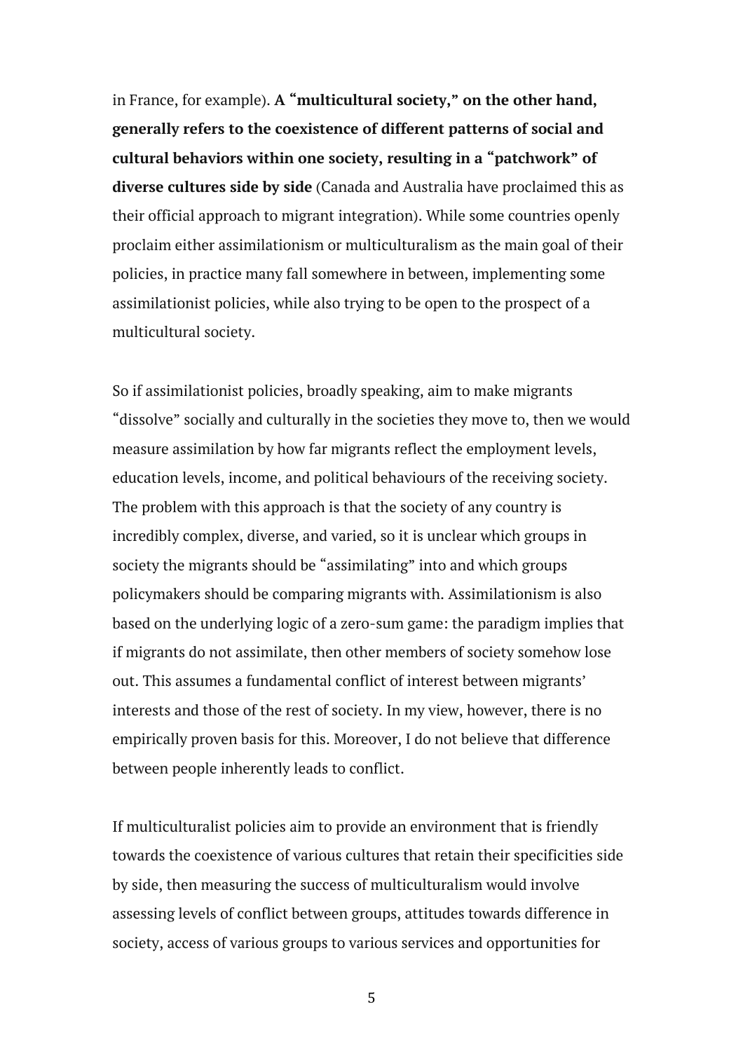in France, for example). **A "multicultural society," on the other hand, generally refers to the coexistence of different patterns of social and cultural behaviors within one society, resulting in a "patchwork" of diverse cultures side by side** (Canada and Australia have proclaimed this as their official approach to migrant integration). While some countries openly proclaim either assimilationism or multiculturalism as the main goal of their policies, in practice many fall somewhere in between, implementing some assimilationist policies, while also trying to be open to the prospect of a multicultural society.

So if assimilationist policies, broadly speaking, aim to make migrants "dissolve" socially and culturally in the societies they move to, then we would measure assimilation by how far migrants reflect the employment levels, education levels, income, and political behaviours of the receiving society. The problem with this approach is that the society of any country is incredibly complex, diverse, and varied, so it is unclear which groups in society the migrants should be "assimilating" into and which groups policymakers should be comparing migrants with. Assimilationism is also based on the underlying logic of a zero-sum game: the paradigm implies that if migrants do not assimilate, then other members of society somehow lose out. This assumes a fundamental conflict of interest between migrants' interests and those of the rest of society. In my view, however, there is no empirically proven basis for this. Moreover, I do not believe that difference between people inherently leads to conflict.

If multiculturalist policies aim to provide an environment that is friendly towards the coexistence of various cultures that retain their specificities side by side, then measuring the success of multiculturalism would involve assessing levels of conflict between groups, attitudes towards difference in society, access of various groups to various services and opportunities for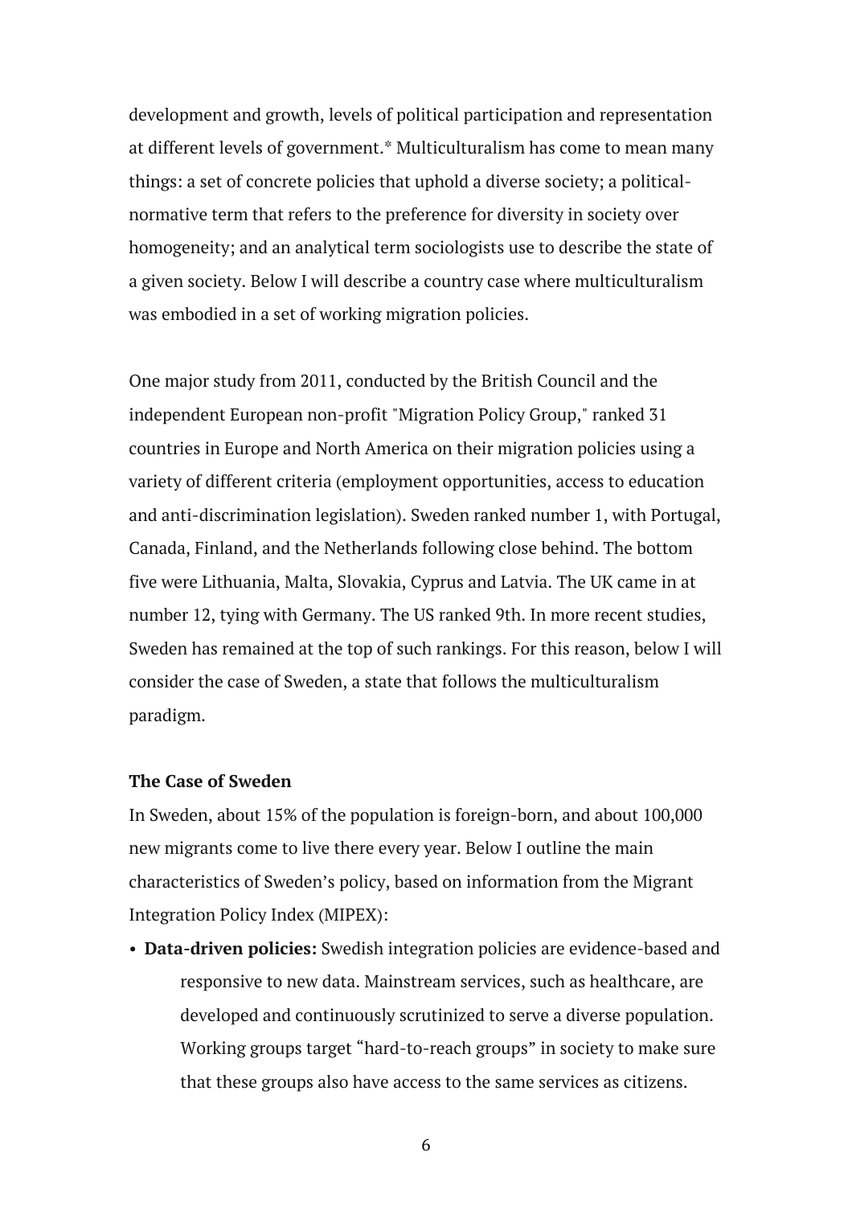development and growth, levels of political participation and representation at different levels of government.* Multiculturalism has come to mean many things: a set of concrete policies that uphold a diverse society; a political-normative term that refers to the preference for diversity in society over homogeneity; and an analytical term sociologists use to describe the state of a given society. Below I will describe a country case where multiculturalism was embodied in a set of working migration policies.

One major study from 2011, conducted by the British Council and the independent European non-profit "Migration Policy Group," ranked 31 countries in Europe and North America on their migration policies using a variety of different criteria (employment opportunities, access to education and anti-discrimination legislation). Sweden ranked number 1, with Portugal, Canada, Finland, and the Netherlands following close behind. The bottom five were Lithuania, Malta, Slovakia, Cyprus and Latvia. The UK came in at number 12, tying with Germany. The US ranked 9th. In more recent studies, Sweden has remained at the top of such rankings. For this reason, below I will consider the case of Sweden, a state that follows the multiculturalism paradigm.

**The Case of Sweden**

In Sweden, about 15% of the population is foreign-born, and about 100,000 new migrants come to live there every year. Below I outline the main characteristics of Sweden's policy, based on information from the Migrant Integration Policy Index (MIPEX):

- **Data-driven policies:** Swedish integration policies are evidence-based and responsive to new data. Mainstream services, such as healthcare, are developed and continuously scrutinized to serve a diverse population. Working groups target "hard-to-reach groups" in society to make sure that these groups also have access to the same services as citizens.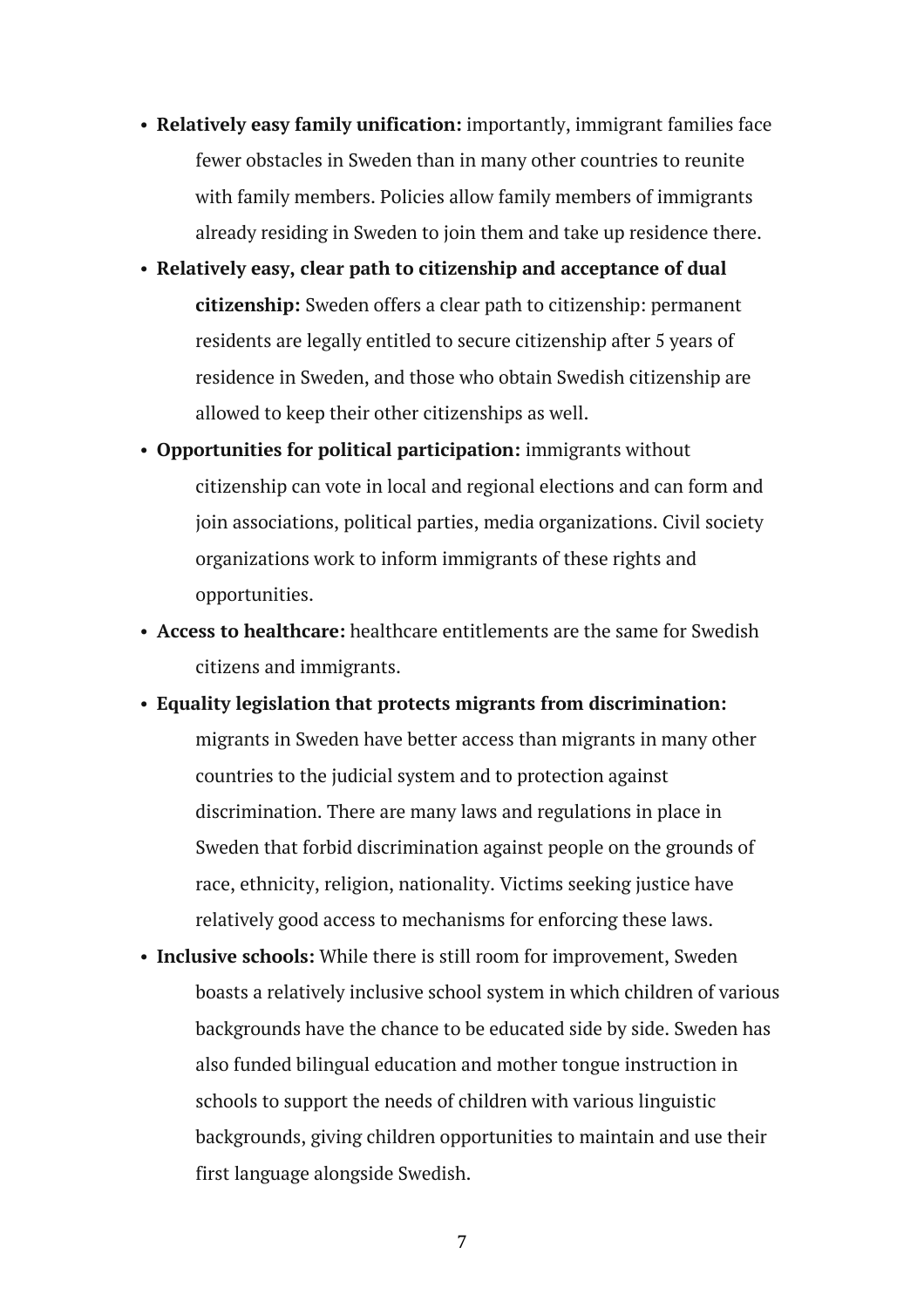- **Relatively easy family unification:** importantly, immigrant families face fewer obstacles in Sweden than in many other countries to reunite with family members. Policies allow family members of immigrants already residing in Sweden to join them and take up residence there.
- **Relatively easy, clear path to citizenship and acceptance of dual citizenship:** Sweden offers a clear path to citizenship: permanent residents are legally entitled to secure citizenship after 5 years of residence in Sweden, and those who obtain Swedish citizenship are allowed to keep their other citizenships as well.
- **Opportunities for political participation:** immigrants without citizenship can vote in local and regional elections and can form and join associations, political parties, media organizations. Civil society organizations work to inform immigrants of these rights and opportunities.
- **Access to healthcare:** healthcare entitlements are the same for Swedish citizens and immigrants.
- **Equality legislation that protects migrants from discrimination:** migrants in Sweden have better access than migrants in many other countries to the judicial system and to protection against discrimination. There are many laws and regulations in place in Sweden that forbid discrimination against people on the grounds of race, ethnicity, religion, nationality. Victims seeking justice have relatively good access to mechanisms for enforcing these laws.
- **Inclusive schools:** While there is still room for improvement, Sweden boasts a relatively inclusive school system in which children of various backgrounds have the chance to be educated side by side. Sweden has also funded bilingual education and mother tongue instruction in schools to support the needs of children with various linguistic backgrounds, giving children opportunities to maintain and use their first language alongside Swedish.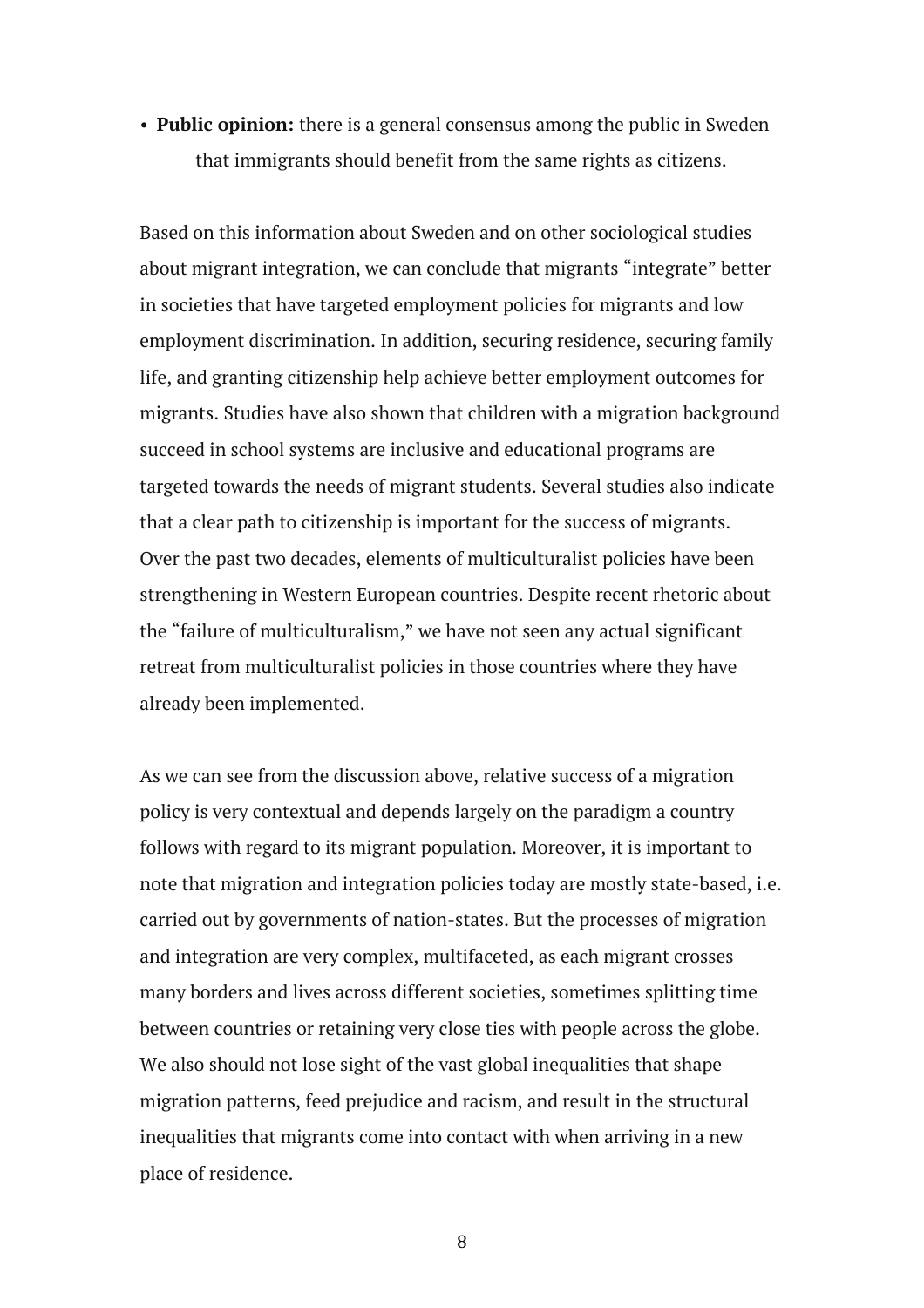- **Public opinion:** there is a general consensus among the public in Sweden that immigrants should benefit from the same rights as citizens.

Based on this information about Sweden and on other sociological studies about migrant integration, we can conclude that migrants "integrate" better in societies that have targeted employment policies for migrants and low employment discrimination. In addition, securing residence, securing family life, and granting citizenship help achieve better employment outcomes for migrants. Studies have also shown that children with a migration background succeed in school systems are inclusive and educational programs are targeted towards the needs of migrant students. Several studies also indicate that a clear path to citizenship is important for the success of migrants. Over the past two decades, elements of multiculturalist policies have been strengthening in Western European countries. Despite recent rhetoric about the "failure of multiculturalism," we have not seen any actual significant retreat from multiculturalist policies in those countries where they have already been implemented.

As we can see from the discussion above, relative success of a migration policy is very contextual and depends largely on the paradigm a country follows with regard to its migrant population. Moreover, it is important to note that migration and integration policies today are mostly state-based, i.e. carried out by governments of nation-states. But the processes of migration and integration are very complex, multifaceted, as each migrant crosses many borders and lives across different societies, sometimes splitting time between countries or retaining very close ties with people across the globe. We also should not lose sight of the vast global inequalities that shape migration patterns, feed prejudice and racism, and result in the structural inequalities that migrants come into contact with when arriving in a new place of residence.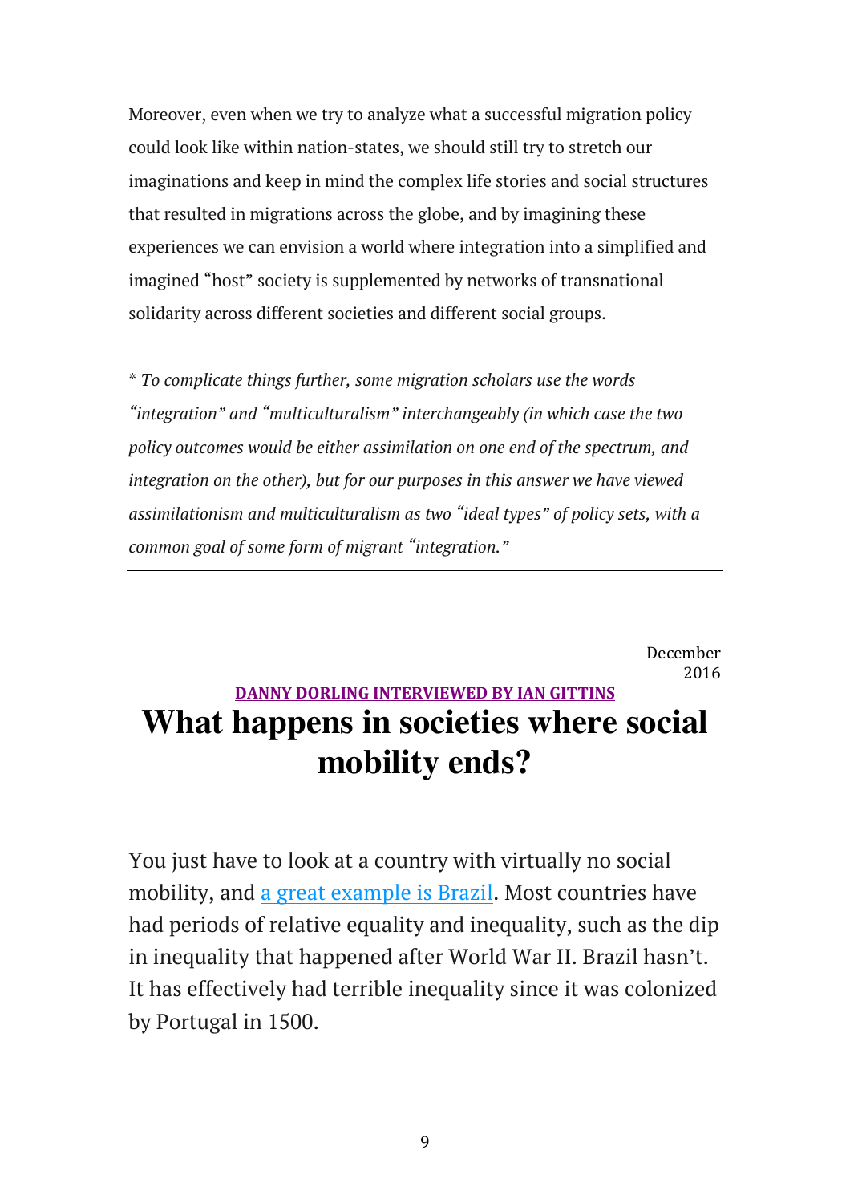Moreover, even when we try to analyze what a successful migration policy could look like within nation-states, we should still try to stretch our imaginations and keep in mind the complex life stories and social structures that resulted in migrations across the globe, and by imagining these experiences we can envision a world where integration into a simplified and imagined "host" society is supplemented by networks of transnational solidarity across different societies and different social groups.

*\* To complicate things further, some migration scholars use the words "integration" and "multiculturalism" interchangeably (in which case the two policy outcomes would be either assimilation on one end of the spectrum, and integration on the other), but for our purposes in this answer we have viewed assimilationism and multiculturalism as two "ideal types" of policy sets, with a common goal of some form of migrant "integration."*

---

December 2016

**DANNY DORLING INTERVIEWED BY IAN GITTINS**

# What happens in societies where social mobility ends?

You just have to look at a country with virtually no social mobility, and a great example is Brazil. Most countries have had periods of relative equality and inequality, such as the dip in inequality that happened after World War II. Brazil hasn't. It has effectively had terrible inequality since it was colonized by Portugal in 1500.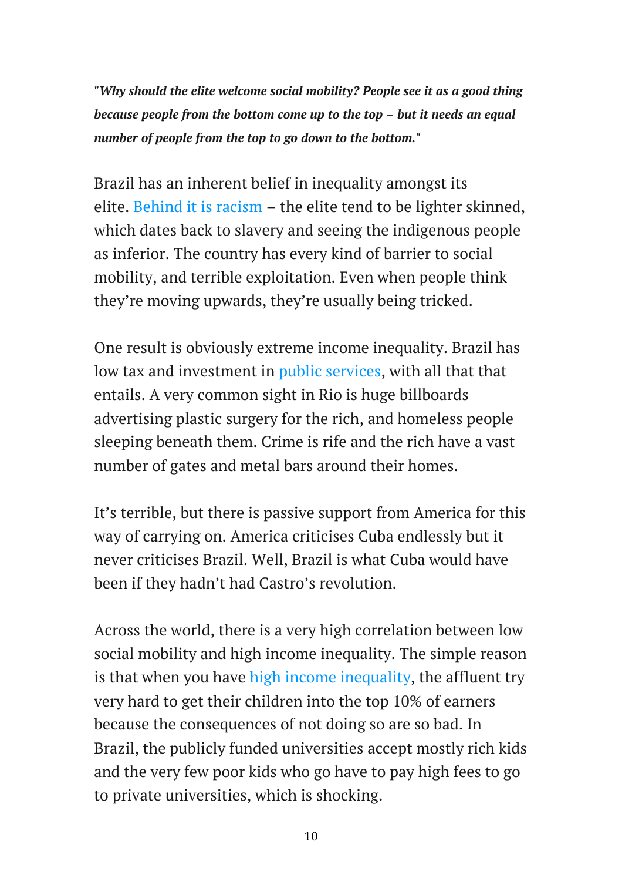***"Why should the elite welcome social mobility? People see it as a good thing because people from the bottom come up to the top – but it needs an equal number of people from the top to go down to the bottom."***

Brazil has an inherent belief in inequality amongst its elite. Behind it is racism – the elite tend to be lighter skinned, which dates back to slavery and seeing the indigenous people as inferior. The country has every kind of barrier to social mobility, and terrible exploitation. Even when people think they're moving upwards, they're usually being tricked.

One result is obviously extreme income inequality. Brazil has low tax and investment in public services, with all that that entails. A very common sight in Rio is huge billboards advertising plastic surgery for the rich, and homeless people sleeping beneath them. Crime is rife and the rich have a vast number of gates and metal bars around their homes.

It's terrible, but there is passive support from America for this way of carrying on. America criticises Cuba endlessly but it never criticises Brazil. Well, Brazil is what Cuba would have been if they hadn't had Castro's revolution.

Across the world, there is a very high correlation between low social mobility and high income inequality. The simple reason is that when you have high income inequality, the affluent try very hard to get their children into the top 10% of earners because the consequences of not doing so are so bad. In Brazil, the publicly funded universities accept mostly rich kids and the very few poor kids who go have to pay high fees to go to private universities, which is shocking.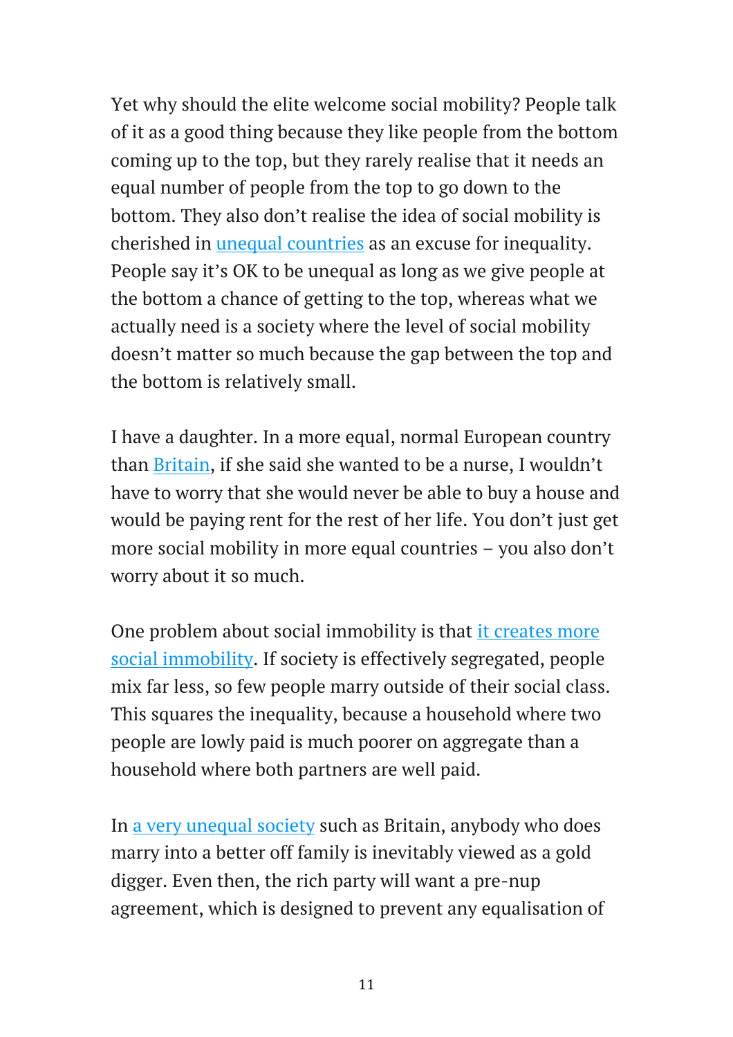Yet why should the elite welcome social mobility? People talk of it as a good thing because they like people from the bottom coming up to the top, but they rarely realise that it needs an equal number of people from the top to go down to the bottom. They also don't realise the idea of social mobility is cherished in unequal countries as an excuse for inequality. People say it's OK to be unequal as long as we give people at the bottom a chance of getting to the top, whereas what we actually need is a society where the level of social mobility doesn't matter so much because the gap between the top and the bottom is relatively small.

I have a daughter. In a more equal, normal European country than Britain, if she said she wanted to be a nurse, I wouldn't have to worry that she would never be able to buy a house and would be paying rent for the rest of her life. You don't just get more social mobility in more equal countries – you also don't worry about it so much.

One problem about social immobility is that it creates more social immobility. If society is effectively segregated, people mix far less, so few people marry outside of their social class. This squares the inequality, because a household where two people are lowly paid is much poorer on aggregate than a household where both partners are well paid.

In a very unequal society such as Britain, anybody who does marry into a better off family is inevitably viewed as a gold digger. Even then, the rich party will want a pre-nup agreement, which is designed to prevent any equalisation of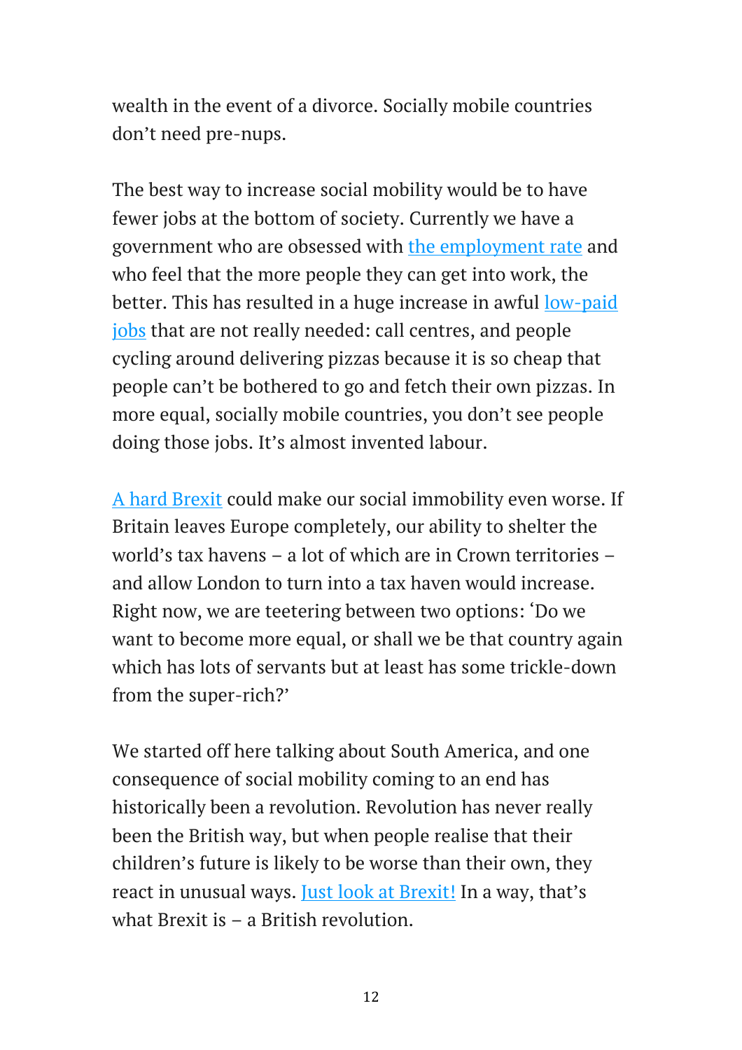wealth in the event of a divorce. Socially mobile countries don't need pre-nups.

The best way to increase social mobility would be to have fewer jobs at the bottom of society. Currently we have a government who are obsessed with the employment rate and who feel that the more people they can get into work, the better. This has resulted in a huge increase in awful low-paid jobs that are not really needed: call centres, and people cycling around delivering pizzas because it is so cheap that people can't be bothered to go and fetch their own pizzas. In more equal, socially mobile countries, you don't see people doing those jobs. It's almost invented labour.

A hard Brexit could make our social immobility even worse. If Britain leaves Europe completely, our ability to shelter the world's tax havens – a lot of which are in Crown territories – and allow London to turn into a tax haven would increase. Right now, we are teetering between two options: 'Do we want to become more equal, or shall we be that country again which has lots of servants but at least has some trickle-down from the super-rich?'

We started off here talking about South America, and one consequence of social mobility coming to an end has historically been a revolution. Revolution has never really been the British way, but when people realise that their children's future is likely to be worse than their own, they react in unusual ways. Just look at Brexit! In a way, that's what Brexit is – a British revolution.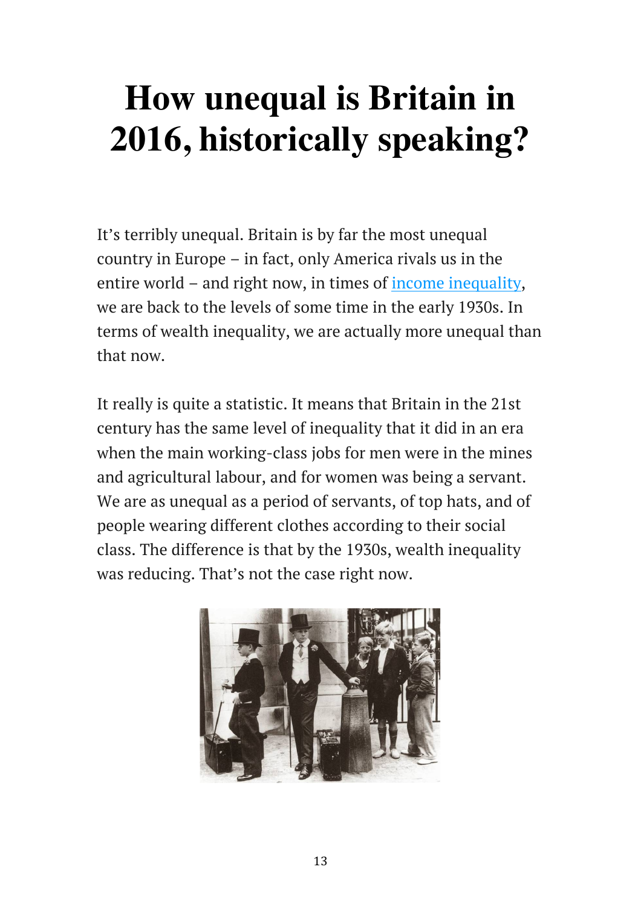# How unequal is Britain in 2016, historically speaking?

It's terribly unequal. Britain is by far the most unequal country in Europe – in fact, only America rivals us in the entire world – and right now, in times of income inequality, we are back to the levels of some time in the early 1930s. In terms of wealth inequality, we are actually more unequal than that now.

It really is quite a statistic. It means that Britain in the 21st century has the same level of inequality that it did in an era when the main working-class jobs for men were in the mines and agricultural labour, and for women was being a servant. We are as unequal as a period of servants, of top hats, and of people wearing different clothes according to their social class. The difference is that by the 1930s, wealth inequality was reducing. That's not the case right now.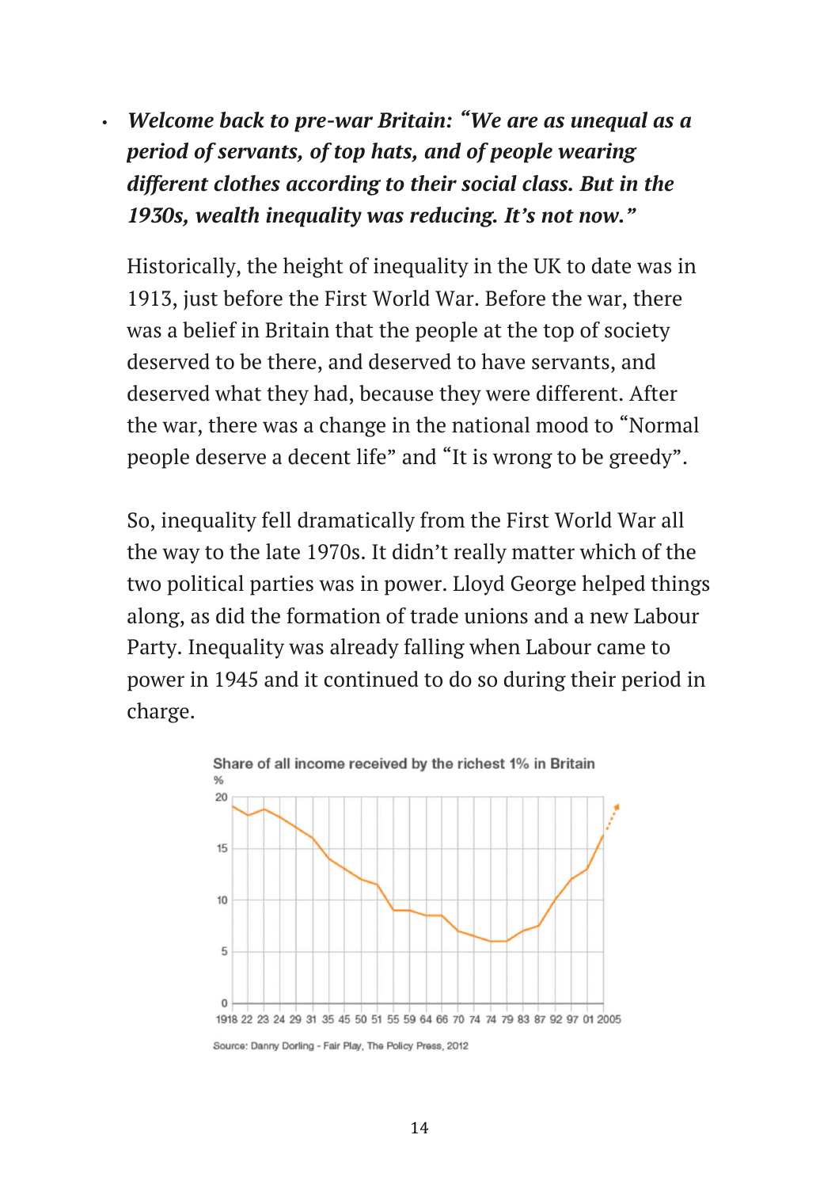- ***Welcome back to pre-war Britain: "We are as unequal as a period of servants, of top hats, and of people wearing different clothes according to their social class. But in the 1930s, wealth inequality was reducing. It's not now."***

  Historically, the height of inequality in the UK to date was in 1913, just before the First World War. Before the war, there was a belief in Britain that the people at the top of society deserved to be there, and deserved to have servants, and deserved what they had, because they were different. After the war, there was a change in the national mood to "Normal people deserve a decent life" and "It is wrong to be greedy".

  So, inequality fell dramatically from the First World War all the way to the late 1970s. It didn't really matter which of the two political parties was in power. Lloyd George helped things along, as did the formation of trade unions and a new Labour Party. Inequality was already falling when Labour came to power in 1945 and it continued to do so during their period in charge.

Share of all income received by the richest 1% in Britain

%

20

15

10

5

0

1918 22 23 24 29 31 35 45 50 51 55 59 64 66 70 74 74 79 83 87 92 97 01 2005

Source: Danny Dorling - Fair Play, The Policy Press, 2012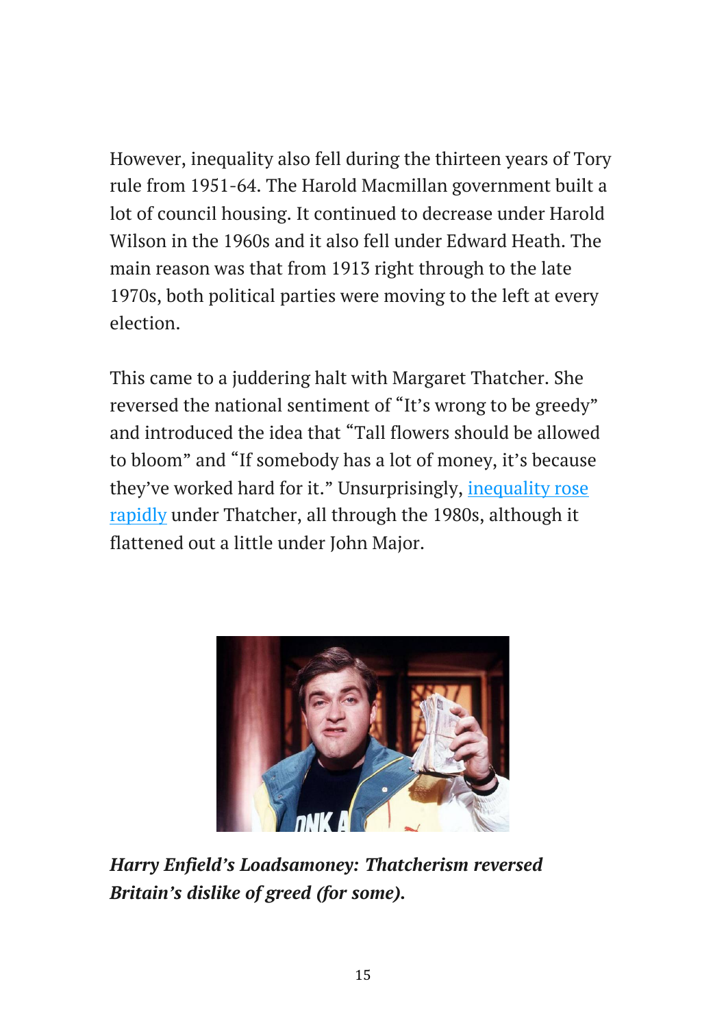However, inequality also fell during the thirteen years of Tory rule from 1951-64. The Harold Macmillan government built a lot of council housing. It continued to decrease under Harold Wilson in the 1960s and it also fell under Edward Heath. The main reason was that from 1913 right through to the late 1970s, both political parties were moving to the left at every election.

This came to a juddering halt with Margaret Thatcher. She reversed the national sentiment of "It's wrong to be greedy" and introduced the idea that "Tall flowers should be allowed to bloom" and "If somebody has a lot of money, it's because they've worked hard for it." Unsurprisingly, inequality rose rapidly under Thatcher, all through the 1980s, although it flattened out a little under John Major.

***Harry Enfield's Loadsamoney: Thatcherism reversed Britain's dislike of greed (for some).***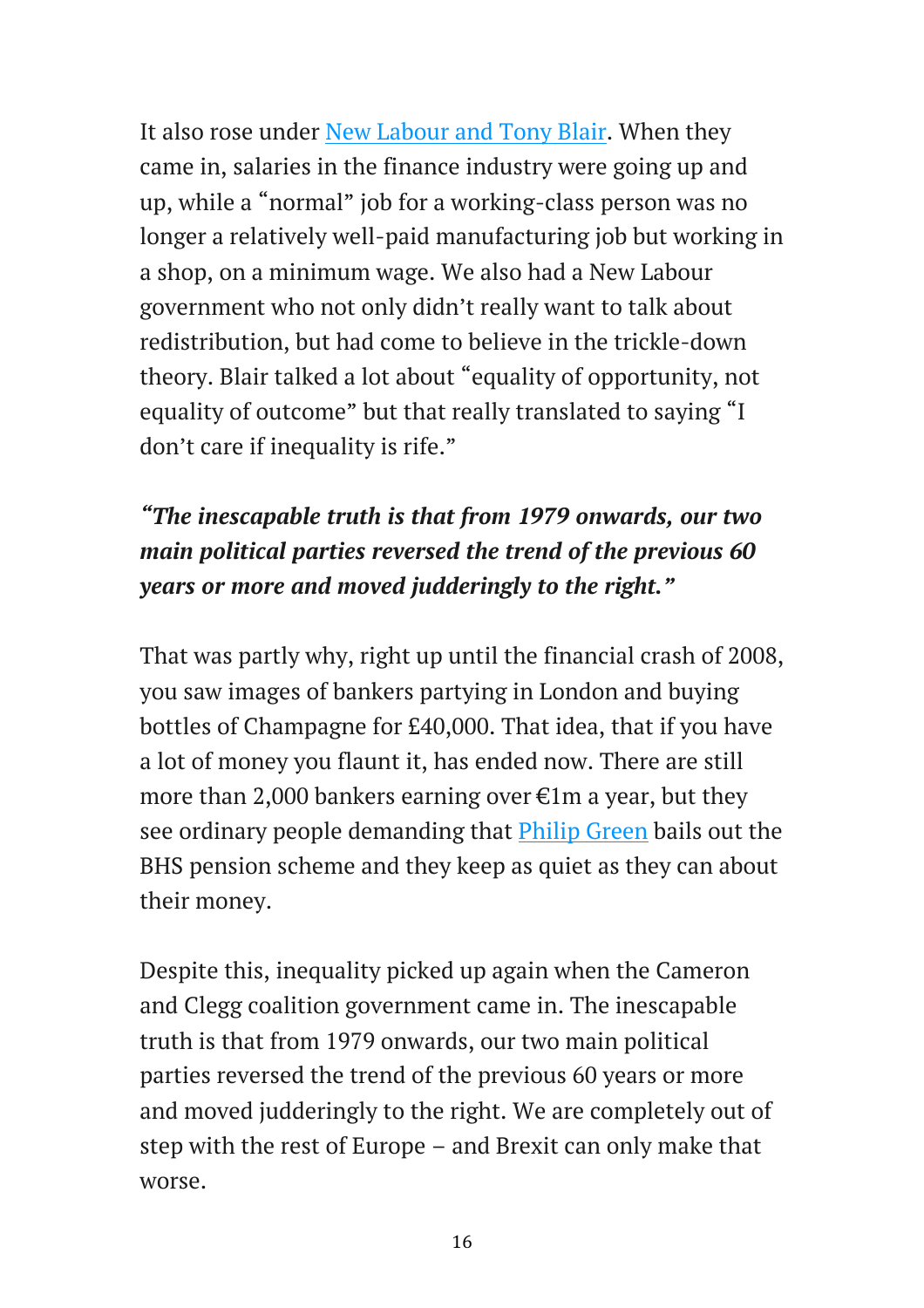It also rose under New Labour and Tony Blair. When they came in, salaries in the finance industry were going up and up, while a "normal" job for a working-class person was no longer a relatively well-paid manufacturing job but working in a shop, on a minimum wage. We also had a New Labour government who not only didn't really want to talk about redistribution, but had come to believe in the trickle-down theory. Blair talked a lot about "equality of opportunity, not equality of outcome" but that really translated to saying "I don't care if inequality is rife."

***"The inescapable truth is that from 1979 onwards, our two main political parties reversed the trend of the previous 60 years or more and moved judderingly to the right."***

That was partly why, right up until the financial crash of 2008, you saw images of bankers partying in London and buying bottles of Champagne for £40,000. That idea, that if you have a lot of money you flaunt it, has ended now. There are still more than 2,000 bankers earning over €1m a year, but they see ordinary people demanding that Philip Green bails out the BHS pension scheme and they keep as quiet as they can about their money.

Despite this, inequality picked up again when the Cameron and Clegg coalition government came in. The inescapable truth is that from 1979 onwards, our two main political parties reversed the trend of the previous 60 years or more and moved judderingly to the right. We are completely out of step with the rest of Europe – and Brexit can only make that worse.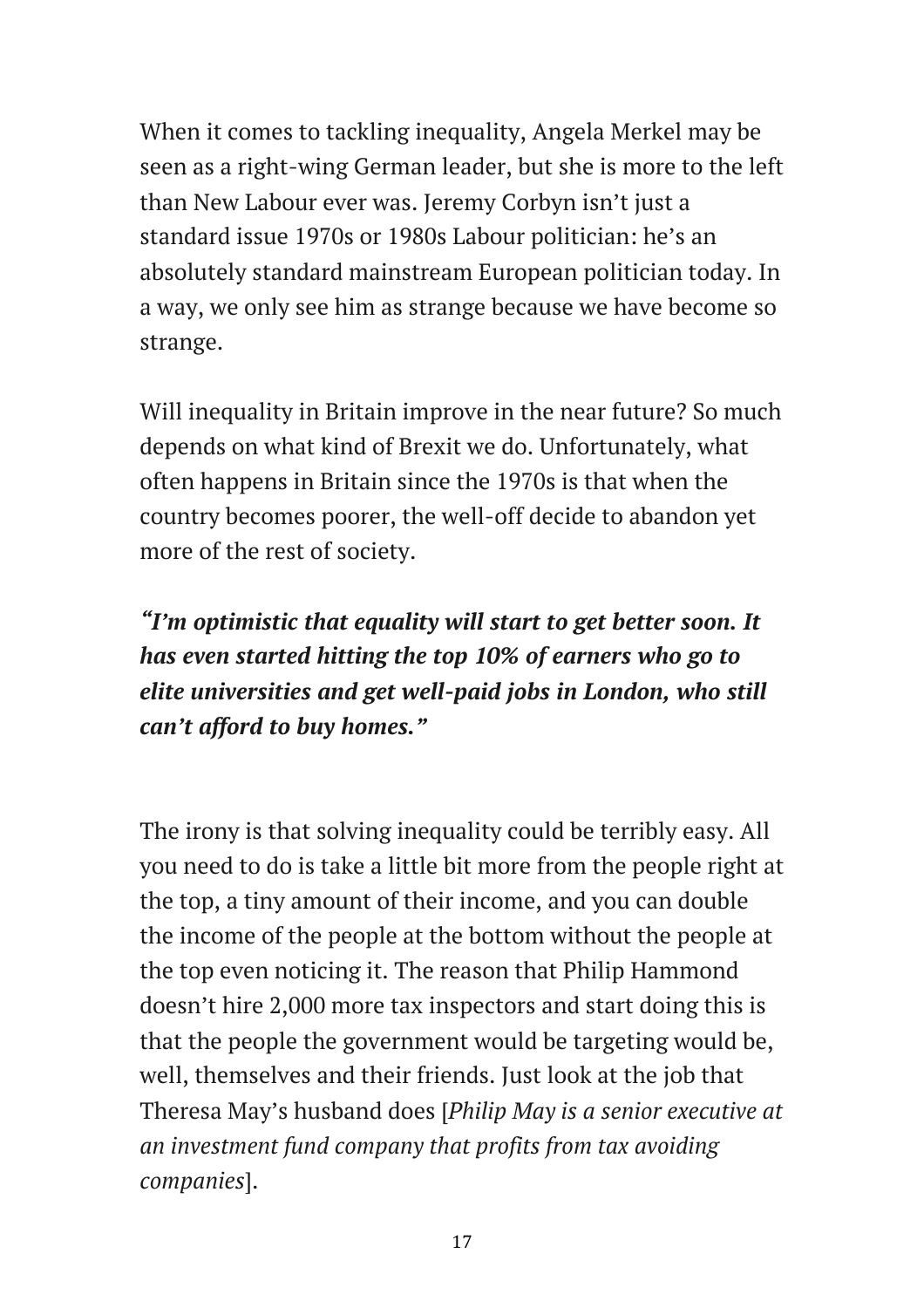When it comes to tackling inequality, Angela Merkel may be seen as a right-wing German leader, but she is more to the left than New Labour ever was. Jeremy Corbyn isn't just a standard issue 1970s or 1980s Labour politician: he's an absolutely standard mainstream European politician today. In a way, we only see him as strange because we have become so strange.

Will inequality in Britain improve in the near future? So much depends on what kind of Brexit we do. Unfortunately, what often happens in Britain since the 1970s is that when the country becomes poorer, the well-off decide to abandon yet more of the rest of society.

***"I'm optimistic that equality will start to get better soon. It has even started hitting the top 10% of earners who go to elite universities and get well-paid jobs in London, who still can't afford to buy homes."***

The irony is that solving inequality could be terribly easy. All you need to do is take a little bit more from the people right at the top, a tiny amount of their income, and you can double the income of the people at the bottom without the people at the top even noticing it. The reason that Philip Hammond doesn't hire 2,000 more tax inspectors and start doing this is that the people the government would be targeting would be, well, themselves and their friends. Just look at the job that Theresa May's husband does [*Philip May is a senior executive at an investment fund company that profits from tax avoiding companies*].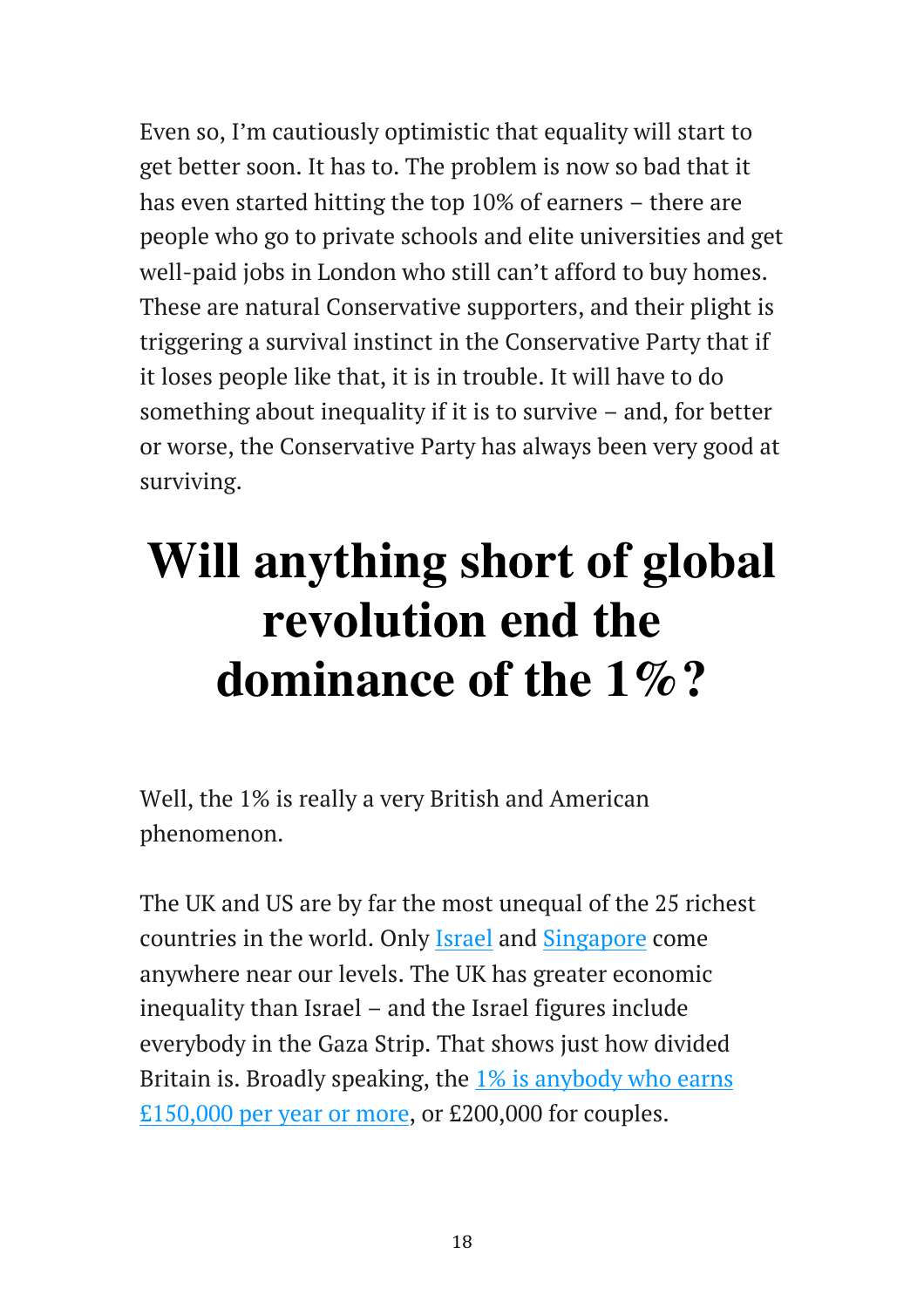Even so, I'm cautiously optimistic that equality will start to get better soon. It has to. The problem is now so bad that it has even started hitting the top 10% of earners – there are people who go to private schools and elite universities and get well-paid jobs in London who still can't afford to buy homes. These are natural Conservative supporters, and their plight is triggering a survival instinct in the Conservative Party that if it loses people like that, it is in trouble. It will have to do something about inequality if it is to survive – and, for better or worse, the Conservative Party has always been very good at surviving.

# Will anything short of global revolution end the dominance of the 1%?

Well, the 1% is really a very British and American phenomenon.

The UK and US are by far the most unequal of the 25 richest countries in the world. Only Israel and Singapore come anywhere near our levels. The UK has greater economic inequality than Israel – and the Israel figures include everybody in the Gaza Strip. That shows just how divided Britain is. Broadly speaking, the 1% is anybody who earns £150,000 per year or more, or £200,000 for couples.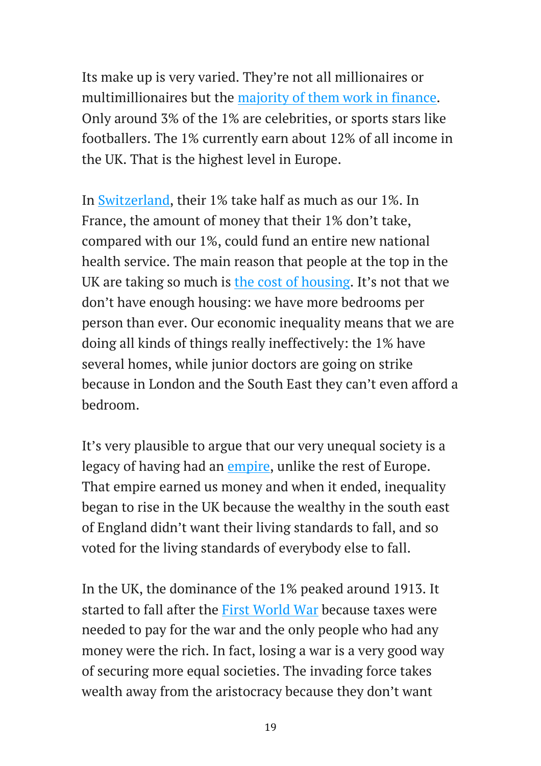Its make up is very varied. They're not all millionaires or multimillionaires but the majority of them work in finance. Only around 3% of the 1% are celebrities, or sports stars like footballers. The 1% currently earn about 12% of all income in the UK. That is the highest level in Europe.

In Switzerland, their 1% take half as much as our 1%. In France, the amount of money that their 1% don't take, compared with our 1%, could fund an entire new national health service. The main reason that people at the top in the UK are taking so much is the cost of housing. It's not that we don't have enough housing: we have more bedrooms per person than ever. Our economic inequality means that we are doing all kinds of things really ineffectively: the 1% have several homes, while junior doctors are going on strike because in London and the South East they can't even afford a bedroom.

It's very plausible to argue that our very unequal society is a legacy of having had an empire, unlike the rest of Europe. That empire earned us money and when it ended, inequality began to rise in the UK because the wealthy in the south east of England didn't want their living standards to fall, and so voted for the living standards of everybody else to fall.

In the UK, the dominance of the 1% peaked around 1913. It started to fall after the First World War because taxes were needed to pay for the war and the only people who had any money were the rich. In fact, losing a war is a very good way of securing more equal societies. The invading force takes wealth away from the aristocracy because they don't want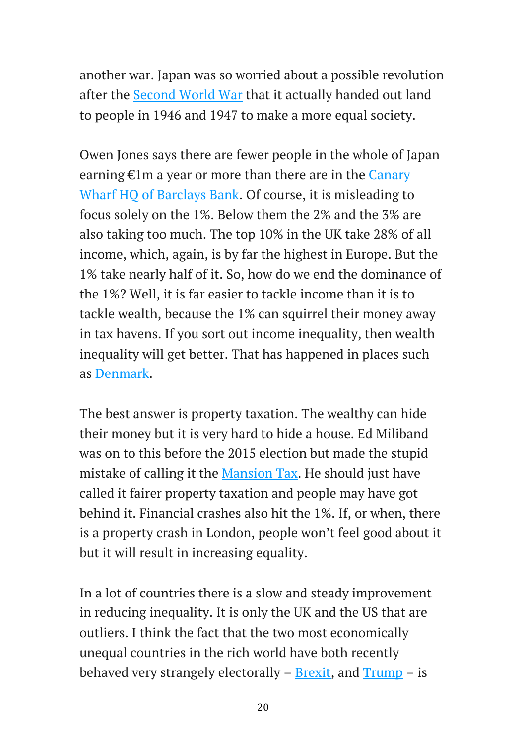another war. Japan was so worried about a possible revolution after the Second World War that it actually handed out land to people in 1946 and 1947 to make a more equal society.

Owen Jones says there are fewer people in the whole of Japan earning €1m a year or more than there are in the Canary Wharf HQ of Barclays Bank. Of course, it is misleading to focus solely on the 1%. Below them the 2% and the 3% are also taking too much. The top 10% in the UK take 28% of all income, which, again, is by far the highest in Europe. But the 1% take nearly half of it. So, how do we end the dominance of the 1%? Well, it is far easier to tackle income than it is to tackle wealth, because the 1% can squirrel their money away in tax havens. If you sort out income inequality, then wealth inequality will get better. That has happened in places such as Denmark.

The best answer is property taxation. The wealthy can hide their money but it is very hard to hide a house. Ed Miliband was on to this before the 2015 election but made the stupid mistake of calling it the Mansion Tax. He should just have called it fairer property taxation and people may have got behind it. Financial crashes also hit the 1%. If, or when, there is a property crash in London, people won't feel good about it but it will result in increasing equality.

In a lot of countries there is a slow and steady improvement in reducing inequality. It is only the UK and the US that are outliers. I think the fact that the two most economically unequal countries in the rich world have both recently behaved very strangely electorally – Brexit, and Trump – is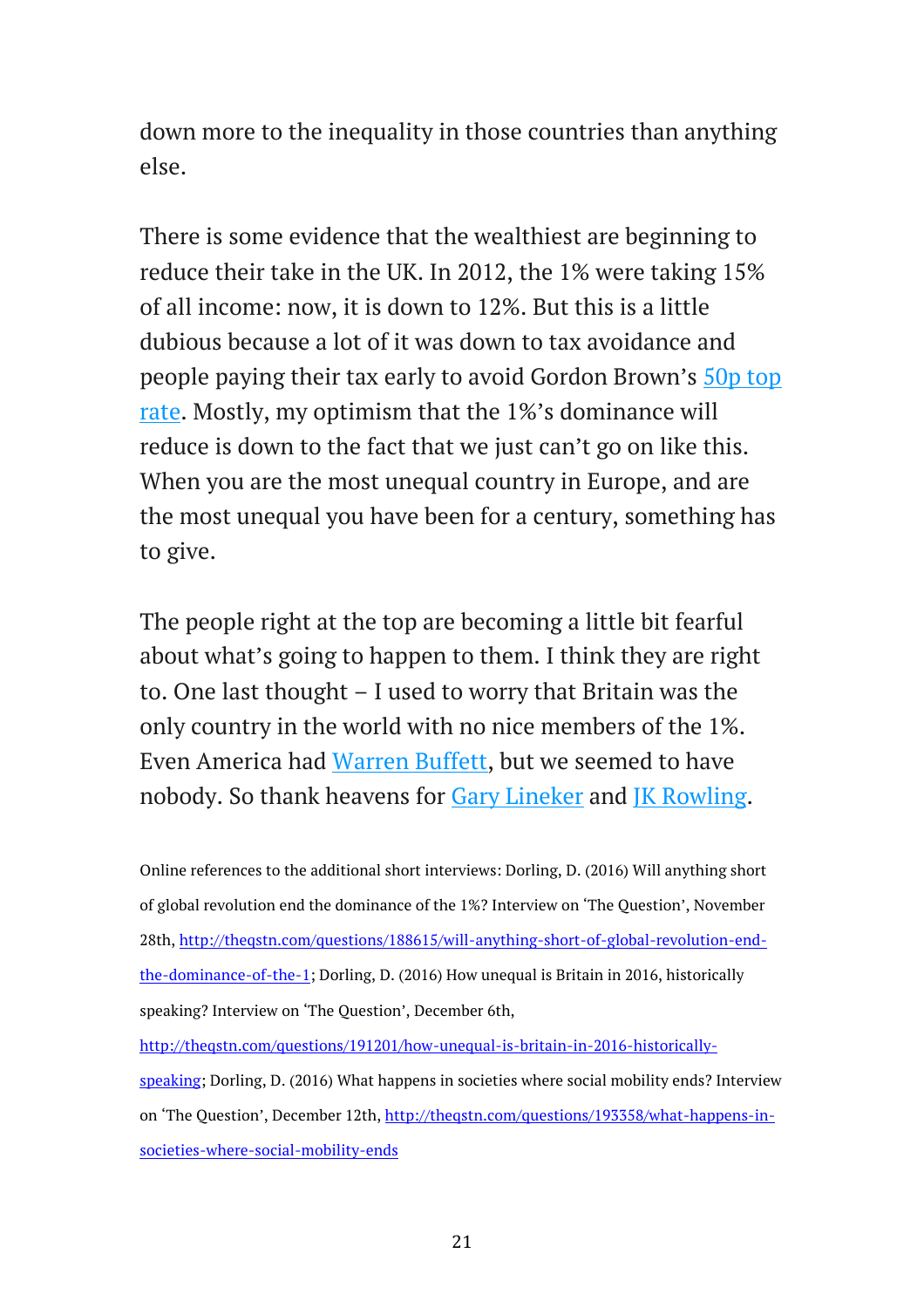down more to the inequality in those countries than anything else.

There is some evidence that the wealthiest are beginning to reduce their take in the UK. In 2012, the 1% were taking 15% of all income: now, it is down to 12%. But this is a little dubious because a lot of it was down to tax avoidance and people paying their tax early to avoid Gordon Brown's 50p top rate. Mostly, my optimism that the 1%'s dominance will reduce is down to the fact that we just can't go on like this. When you are the most unequal country in Europe, and are the most unequal you have been for a century, something has to give.

The people right at the top are becoming a little bit fearful about what's going to happen to them. I think they are right to. One last thought – I used to worry that Britain was the only country in the world with no nice members of the 1%. Even America had Warren Buffett, but we seemed to have nobody. So thank heavens for Gary Lineker and JK Rowling.

Online references to the additional short interviews: Dorling, D. (2016) Will anything short of global revolution end the dominance of the 1%? Interview on 'The Question', November 28th, http://theqstn.com/questions/188615/will-anything-short-of-global-revolution-end-the-dominance-of-the-1; Dorling, D. (2016) How unequal is Britain in 2016, historically speaking? Interview on 'The Question', December 6th, http://theqstn.com/questions/191201/how-unequal-is-britain-in-2016-historically-speaking; Dorling, D. (2016) What happens in societies where social mobility ends? Interview on 'The Question', December 12th, http://theqstn.com/questions/193358/what-happens-in-societies-where-social-mobility-ends